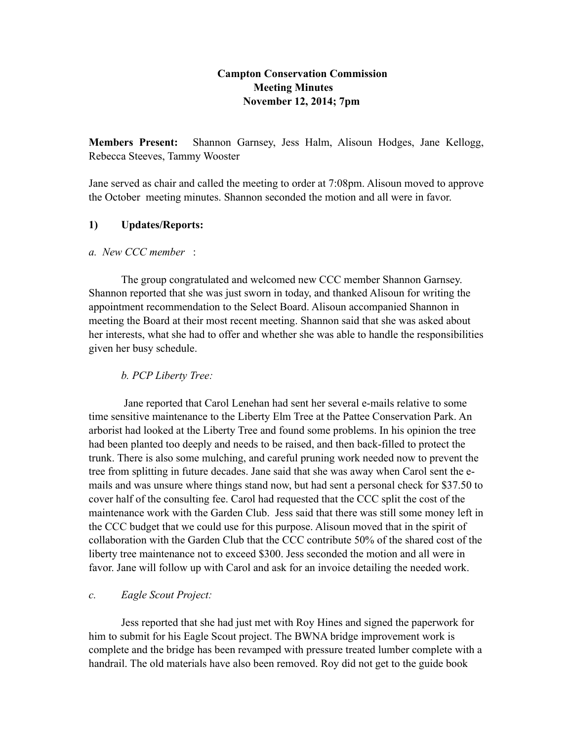**Campton Conservation Commission**
**Meeting Minutes**
**November 12, 2014; 7pm**

**Members Present:** Shannon Garnsey, Jess Halm, Alisoun Hodges, Jane Kellogg, Rebecca Steeves, Tammy Wooster

Jane served as chair and called the meeting to order at 7:08pm. Alisoun moved to approve the October meeting minutes. Shannon seconded the motion and all were in favor.

**1) Updates/Reports:**

*a. New CCC member* :

The group congratulated and welcomed new CCC member Shannon Garnsey. Shannon reported that she was just sworn in today, and thanked Alisoun for writing the appointment recommendation to the Select Board. Alisoun accompanied Shannon in meeting the Board at their most recent meeting. Shannon said that she was asked about her interests, what she had to offer and whether she was able to handle the responsibilities given her busy schedule.

*b. PCP Liberty Tree:*

Jane reported that Carol Lenehan had sent her several e-mails relative to some time sensitive maintenance to the Liberty Elm Tree at the Pattee Conservation Park. An arborist had looked at the Liberty Tree and found some problems. In his opinion the tree had been planted too deeply and needs to be raised, and then back-filled to protect the trunk. There is also some mulching, and careful pruning work needed now to prevent the tree from splitting in future decades. Jane said that she was away when Carol sent the e-mails and was unsure where things stand now, but had sent a personal check for $37.50 to cover half of the consulting fee. Carol had requested that the CCC split the cost of the maintenance work with the Garden Club. Jess said that there was still some money left in the CCC budget that we could use for this purpose. Alisoun moved that in the spirit of collaboration with the Garden Club that the CCC contribute 50% of the shared cost of the liberty tree maintenance not to exceed $300. Jess seconded the motion and all were in favor. Jane will follow up with Carol and ask for an invoice detailing the needed work.

*c. Eagle Scout Project:*

Jess reported that she had just met with Roy Hines and signed the paperwork for him to submit for his Eagle Scout project. The BWNA bridge improvement work is complete and the bridge has been revamped with pressure treated lumber complete with a handrail. The old materials have also been removed. Roy did not get to the guide book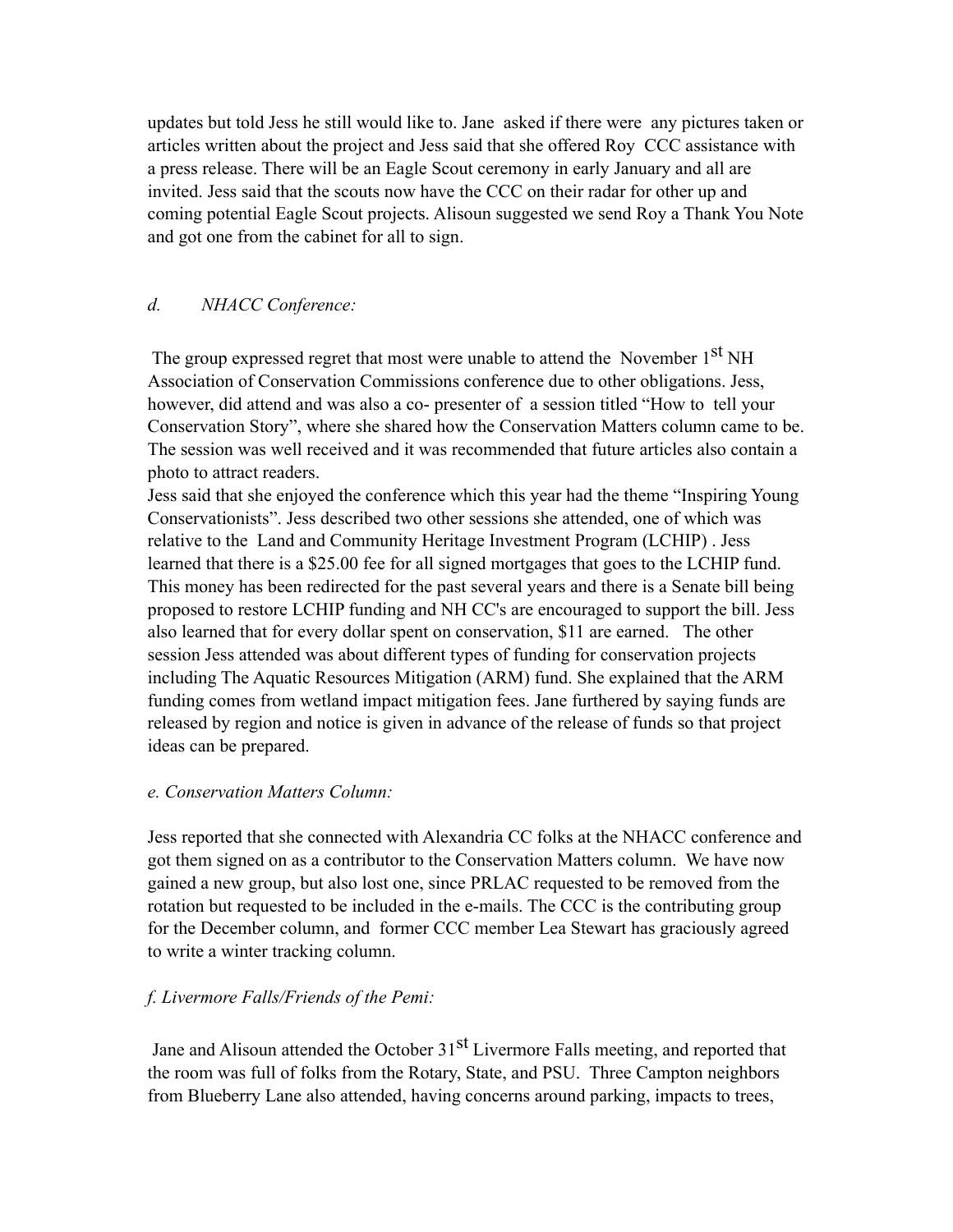updates but told Jess he still would like to. Jane asked if there were any pictures taken or articles written about the project and Jess said that she offered Roy CCC assistance with a press release. There will be an Eagle Scout ceremony in early January and all are invited. Jess said that the scouts now have the CCC on their radar for other up and coming potential Eagle Scout projects. Alisoun suggested we send Roy a Thank You Note and got one from the cabinet for all to sign.

*d. NHACC Conference:*

The group expressed regret that most were unable to attend the November 1st NH Association of Conservation Commissions conference due to other obligations. Jess, however, did attend and was also a co- presenter of a session titled "How to tell your Conservation Story", where she shared how the Conservation Matters column came to be. The session was well received and it was recommended that future articles also contain a photo to attract readers.

Jess said that she enjoyed the conference which this year had the theme "Inspiring Young Conservationists". Jess described two other sessions she attended, one of which was relative to the Land and Community Heritage Investment Program (LCHIP) . Jess learned that there is a $25.00 fee for all signed mortgages that goes to the LCHIP fund. This money has been redirected for the past several years and there is a Senate bill being proposed to restore LCHIP funding and NH CC's are encouraged to support the bill. Jess also learned that for every dollar spent on conservation, $11 are earned. The other session Jess attended was about different types of funding for conservation projects including The Aquatic Resources Mitigation (ARM) fund. She explained that the ARM funding comes from wetland impact mitigation fees. Jane furthered by saying funds are released by region and notice is given in advance of the release of funds so that project ideas can be prepared.

*e. Conservation Matters Column:*

Jess reported that she connected with Alexandria CC folks at the NHACC conference and got them signed on as a contributor to the Conservation Matters column. We have now gained a new group, but also lost one, since PRLAC requested to be removed from the rotation but requested to be included in the e-mails. The CCC is the contributing group for the December column, and former CCC member Lea Stewart has graciously agreed to write a winter tracking column.

*f. Livermore Falls/Friends of the Pemi:*

Jane and Alisoun attended the October 31st Livermore Falls meeting, and reported that the room was full of folks from the Rotary, State, and PSU. Three Campton neighbors from Blueberry Lane also attended, having concerns around parking, impacts to trees,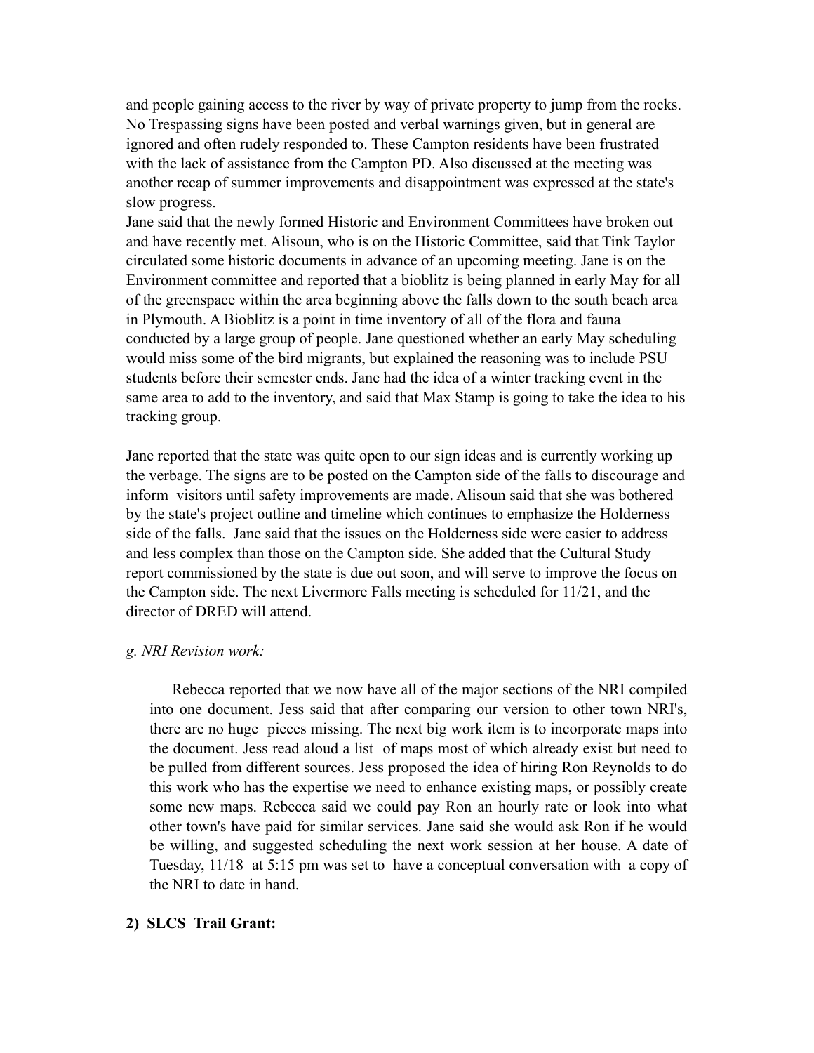and people gaining access to the river by way of private property to jump from the rocks. No Trespassing signs have been posted and verbal warnings given, but in general are ignored and often rudely responded to. These Campton residents have been frustrated with the lack of assistance from the Campton PD. Also discussed at the meeting was another recap of summer improvements and disappointment was expressed at the state's slow progress.
Jane said that the newly formed Historic and Environment Committees have broken out and have recently met. Alisoun, who is on the Historic Committee, said that Tink Taylor circulated some historic documents in advance of an upcoming meeting. Jane is on the Environment committee and reported that a bioblitz is being planned in early May for all of the greenspace within the area beginning above the falls down to the south beach area in Plymouth. A Bioblitz is a point in time inventory of all of the flora and fauna conducted by a large group of people. Jane questioned whether an early May scheduling would miss some of the bird migrants, but explained the reasoning was to include PSU students before their semester ends. Jane had the idea of a winter tracking event in the same area to add to the inventory, and said that Max Stamp is going to take the idea to his tracking group.

Jane reported that the state was quite open to our sign ideas and is currently working up the verbage. The signs are to be posted on the Campton side of the falls to discourage and inform visitors until safety improvements are made. Alisoun said that she was bothered by the state's project outline and timeline which continues to emphasize the Holderness side of the falls. Jane said that the issues on the Holderness side were easier to address and less complex than those on the Campton side. She added that the Cultural Study report commissioned by the state is due out soon, and will serve to improve the focus on the Campton side. The next Livermore Falls meeting is scheduled for 11/21, and the director of DRED will attend.

*g. NRI Revision work:*

Rebecca reported that we now have all of the major sections of the NRI compiled into one document. Jess said that after comparing our version to other town NRI's, there are no huge pieces missing. The next big work item is to incorporate maps into the document. Jess read aloud a list of maps most of which already exist but need to be pulled from different sources. Jess proposed the idea of hiring Ron Reynolds to do this work who has the expertise we need to enhance existing maps, or possibly create some new maps. Rebecca said we could pay Ron an hourly rate or look into what other town's have paid for similar services. Jane said she would ask Ron if he would be willing, and suggested scheduling the next work session at her house. A date of Tuesday, 11/18 at 5:15 pm was set to have a conceptual conversation with a copy of the NRI to date in hand.

**2) SLCS Trail Grant:**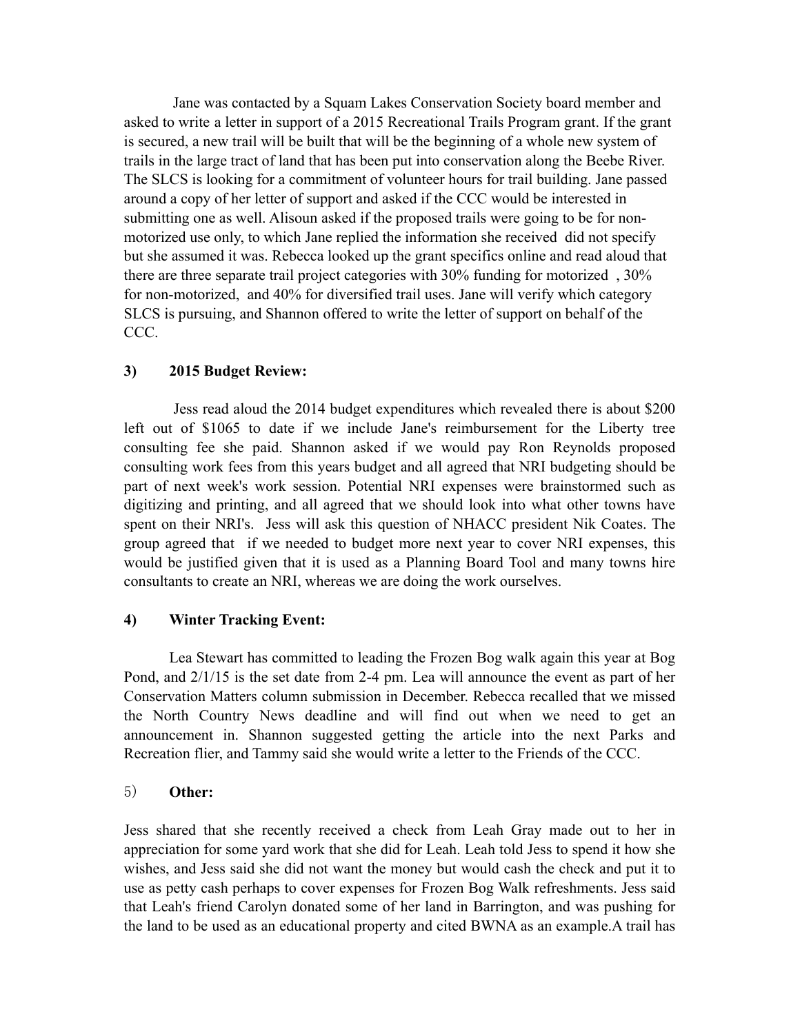Jane was contacted by a Squam Lakes Conservation Society board member and asked to write a letter in support of a 2015 Recreational Trails Program grant. If the grant is secured, a new trail will be built that will be the beginning of a whole new system of trails in the large tract of land that has been put into conservation along the Beebe River. The SLCS is looking for a commitment of volunteer hours for trail building. Jane passed around a copy of her letter of support and asked if the CCC would be interested in submitting one as well. Alisoun asked if the proposed trails were going to be for non-motorized use only, to which Jane replied the information she received did not specify but she assumed it was. Rebecca looked up the grant specifics online and read aloud that there are three separate trail project categories with 30% funding for motorized , 30% for non-motorized, and 40% for diversified trail uses. Jane will verify which category SLCS is pursuing, and Shannon offered to write the letter of support on behalf of the CCC.

**3) 2015 Budget Review:**

Jess read aloud the 2014 budget expenditures which revealed there is about $200 left out of $1065 to date if we include Jane's reimbursement for the Liberty tree consulting fee she paid. Shannon asked if we would pay Ron Reynolds proposed consulting work fees from this years budget and all agreed that NRI budgeting should be part of next week's work session. Potential NRI expenses were brainstormed such as digitizing and printing, and all agreed that we should look into what other towns have spent on their NRI's. Jess will ask this question of NHACC president Nik Coates. The group agreed that if we needed to budget more next year to cover NRI expenses, this would be justified given that it is used as a Planning Board Tool and many towns hire consultants to create an NRI, whereas we are doing the work ourselves.

**4) Winter Tracking Event:**

Lea Stewart has committed to leading the Frozen Bog walk again this year at Bog Pond, and 2/1/15 is the set date from 2-4 pm. Lea will announce the event as part of her Conservation Matters column submission in December. Rebecca recalled that we missed the North Country News deadline and will find out when we need to get an announcement in. Shannon suggested getting the article into the next Parks and Recreation flier, and Tammy said she would write a letter to the Friends of the CCC.

5) **Other:**

Jess shared that she recently received a check from Leah Gray made out to her in appreciation for some yard work that she did for Leah. Leah told Jess to spend it how she wishes, and Jess said she did not want the money but would cash the check and put it to use as petty cash perhaps to cover expenses for Frozen Bog Walk refreshments. Jess said that Leah's friend Carolyn donated some of her land in Barrington, and was pushing for the land to be used as an educational property and cited BWNA as an example.A trail has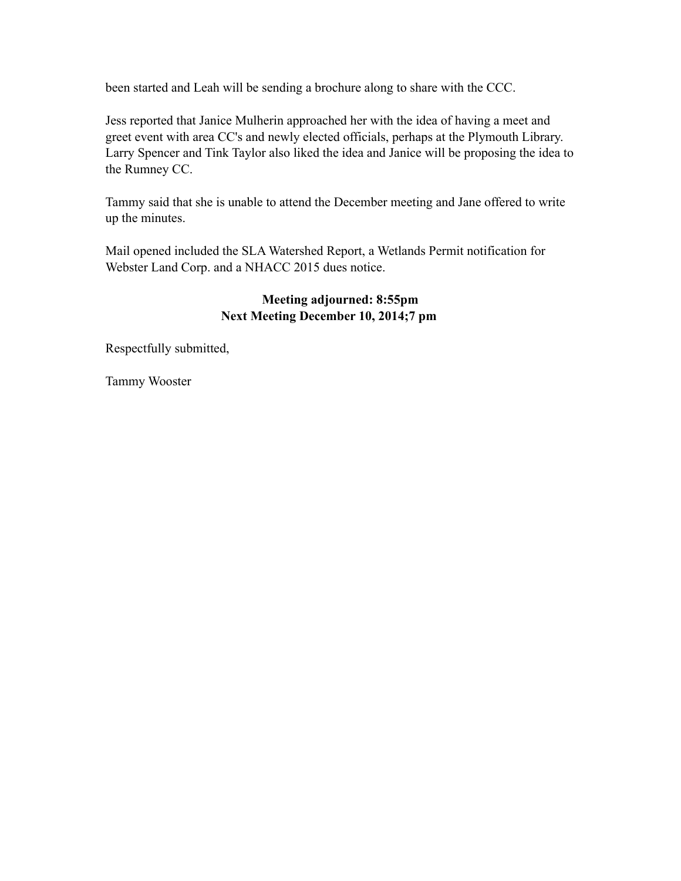been started and Leah will be sending a brochure along to share with the CCC.

Jess reported that Janice Mulherin approached her with the idea of having a meet and greet event with area CC's and newly elected officials, perhaps at the Plymouth Library. Larry Spencer and Tink Taylor also liked the idea and Janice will be proposing the idea to the Rumney CC.

Tammy said that she is unable to attend the December meeting and Jane offered to write up the minutes.

Mail opened included the SLA Watershed Report, a Wetlands Permit notification for Webster Land Corp. and a NHACC 2015 dues notice.

**Meeting adjourned: 8:55pm**
**Next Meeting December 10, 2014;7 pm**

Respectfully submitted,

Tammy Wooster